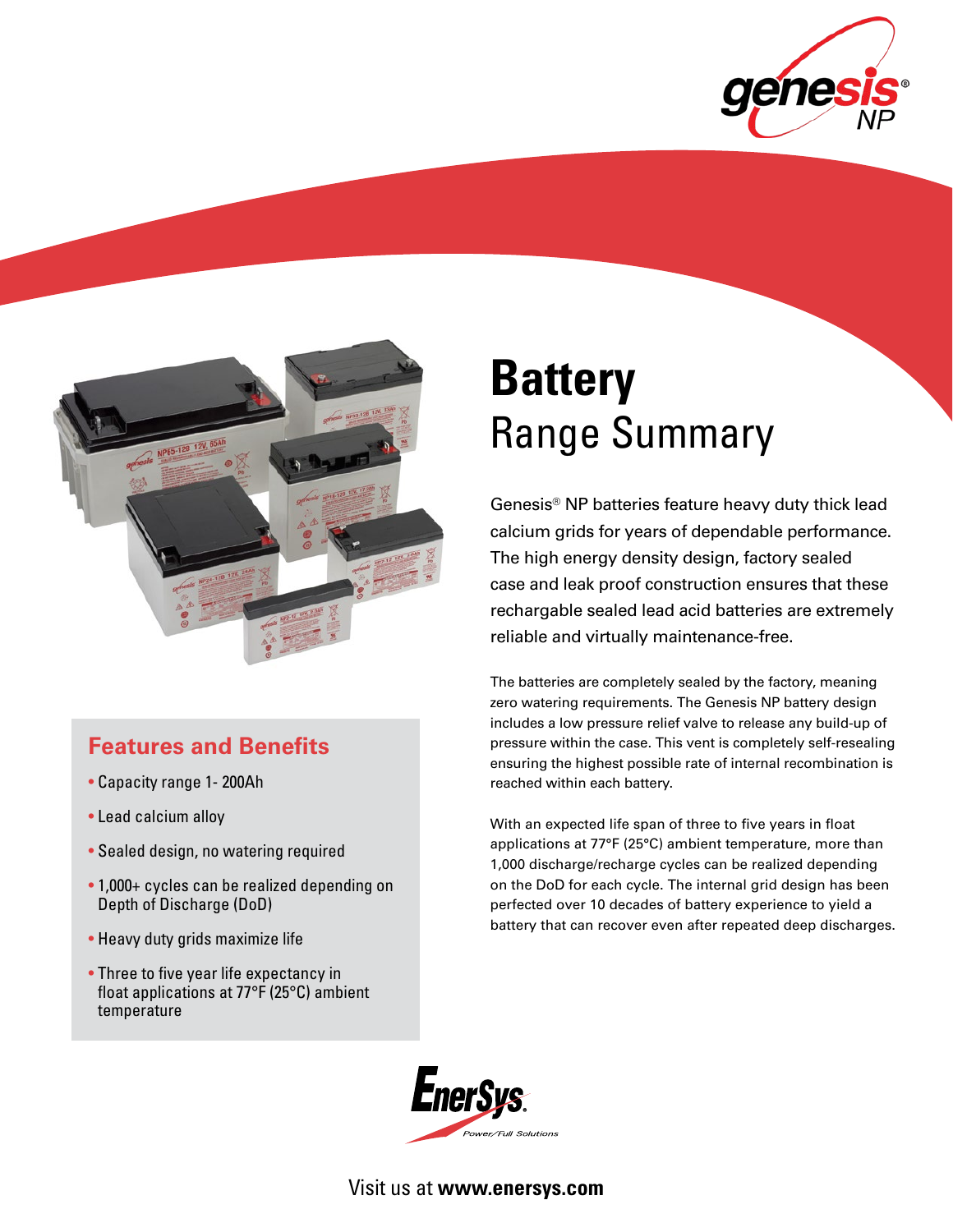genesis® NP

# Battery
## Range Summary

Genesis® NP batteries feature heavy duty thick lead calcium grids for years of dependable performance. The high energy density design, factory sealed case and leak proof construction ensures that these rechargable sealed lead acid batteries are extremely reliable and virtually maintenance-free.

The batteries are completely sealed by the factory, meaning zero watering requirements. The Genesis NP battery design includes a low pressure relief valve to release any build-up of pressure within the case. This vent is completely self-resealing ensuring the highest possible rate of internal recombination is reached within each battery.

With an expected life span of three to five years in float applications at 77°F (25°C) ambient temperature, more than 1,000 discharge/recharge cycles can be realized depending on the DoD for each cycle. The internal grid design has been perfected over 10 decades of battery experience to yield a battery that can recover even after repeated deep discharges.

### Features and Benefits

- Capacity range 1- 200Ah
- Lead calcium alloy
- Sealed design, no watering required
- 1,000+ cycles can be realized depending on Depth of Discharge (DoD)
- Heavy duty grids maximize life
- Three to five year life expectancy in float applications at 77°F (25°C) ambient temperature

EnerSys. Power/Full Solutions

Visit us at **www.enersys.com**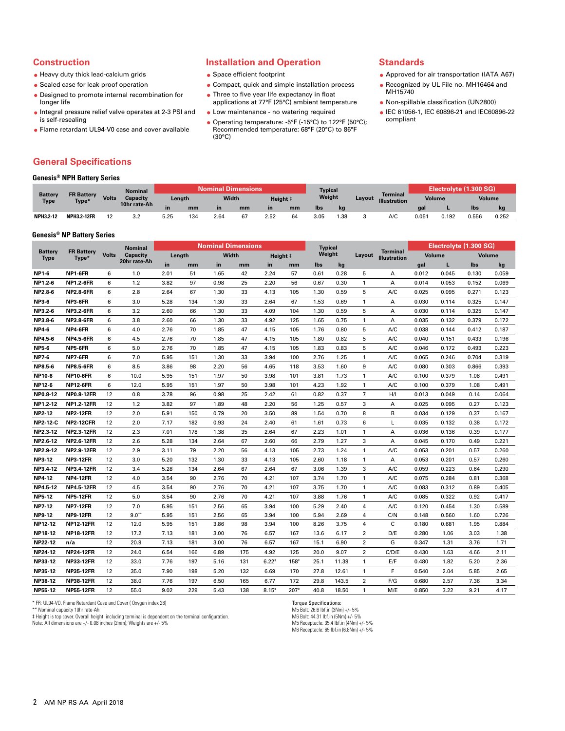## Construction

- Heavy duty thick lead-calcium grids
- Sealed case for leak-proof operation
- Designed to promote internal recombination for longer life
- Integral pressure relief valve operates at 2-3 PSI and is self-resealing
- Flame retardant UL94-V0 case and cover available

## Installation and Operation

- Space efficient footprint
- Compact, quick and simple installation process
- Three to five year life expectancy in float applications at 77°F (25°C) ambient temperature
- Low maintenance - no watering required
- Operating temperature: -5°F (-15°C) to 122°F (50°C); Recommended temperature: 68°F (20°C) to 86°F (30°C)

## Standards

- Approved for air transportation (IATA A67)
- Recognized by UL File no. MH16464 and MH15740
- Non-spillable classification (UN2800)
- IEC 61056-1, IEC 60896-21 and IEC60896-22 compliant

## General Specifications

### Genesis® NPH Battery Series

| Battery Type | FR Battery Type* | Volts | Nominal Capacity 10hr rate-Ah | Nominal Dimensions | | | | | | Typical Weight | | Layout | Terminal Illustration | Electrolyte (1.300 SG) | | | |
|---|---|---|---|---|---|---|---|---|---|---|---|---|---|---|---|---|---|
| | | | | Length | | Width | | Height ‡ | | | | | | Volume | | Volume | |
| | | | | in | mm | in | mm | in | mm | lbs | kg | | | gal | L | lbs | kg |
| NPH3.2-12 | NPH3.2-12FR | 12 | 3.2 | 5.25 | 134 | 2.64 | 67 | 2.52 | 64 | 3.05 | 1.38 | 3 | A/C | 0.051 | 0.192 | 0.556 | 0.252 |

### Genesis® NP Battery Series

| Battery Type | FR Battery Type* | Volts | Nominal Capacity 20hr rate-Ah | Nominal Dimensions | | | | | | Typical Weight | | Layout | Terminal Illustration | Electrolyte (1.300 SG) | | | |
|---|---|---|---|---|---|---|---|---|---|---|---|---|---|---|---|---|---|
| | | | | Length | | Width | | Height ‡ | | | | | | Volume | | Volume | |
| | | | | in | mm | in | mm | in | mm | lbs | kg | | | gal | L | lbs | kg |
| NP1-6 | NP1-6FR | 6 | 1.0 | 2.01 | 51 | 1.65 | 42 | 2.24 | 57 | 0.61 | 0.28 | 5 | A | 0.012 | 0.045 | 0.130 | 0.059 |
| NP1.2-6 | NP1.2-6FR | 6 | 1.2 | 3.82 | 97 | 0.98 | 25 | 2.20 | 56 | 0.67 | 0.30 | 1 | A | 0.014 | 0.053 | 0.152 | 0.069 |
| NP2.8-6 | NP2.8-6FR | 6 | 2.8 | 2.64 | 67 | 1.30 | 33 | 4.13 | 105 | 1.30 | 0.59 | 5 | A/C | 0.025 | 0.095 | 0.271 | 0.123 |
| NP3-6 | NP3-6FR | 6 | 3.0 | 5.28 | 134 | 1.30 | 33 | 2.64 | 67 | 1.53 | 0.69 | 1 | A | 0.030 | 0.114 | 0.325 | 0.147 |
| NP3.2-6 | NP3.2-6FR | 6 | 3.2 | 2.60 | 66 | 1.30 | 33 | 4.09 | 104 | 1.30 | 0.59 | 5 | A | 0.030 | 0.114 | 0.325 | 0.147 |
| NP3.8-6 | NP3.8-6FR | 6 | 3.8 | 2.60 | 66 | 1.30 | 33 | 4.92 | 125 | 1.65 | 0.75 | 1 | A | 0.035 | 0.132 | 0.379 | 0.172 |
| NP4-6 | NP4-6FR | 6 | 4.0 | 2.76 | 70 | 1.85 | 47 | 4.15 | 105 | 1.76 | 0.80 | 5 | A/C | 0.038 | 0.144 | 0.412 | 0.187 |
| NP4.5-6 | NP4.5-6FR | 6 | 4.5 | 2.76 | 70 | 1.85 | 47 | 4.15 | 105 | 1.80 | 0.82 | 5 | A/C | 0.040 | 0.151 | 0.433 | 0.196 |
| NP5-6 | NP5-6FR | 6 | 5.0 | 2.76 | 70 | 1.85 | 47 | 4.15 | 105 | 1.83 | 0.83 | 5 | A/C | 0.046 | 0.172 | 0.493 | 0.223 |
| NP7-6 | NP7-6FR | 6 | 7.0 | 5.95 | 151 | 1.30 | 33 | 3.94 | 100 | 2.76 | 1.25 | 1 | A/C | 0.065 | 0.246 | 0.704 | 0.319 |
| NP8.5-6 | NP8.5-6FR | 6 | 8.5 | 3.86 | 98 | 2.20 | 56 | 4.65 | 118 | 3.53 | 1.60 | 9 | A/C | 0.080 | 0.303 | 0.866 | 0.393 |
| NP10-6 | NP10-6FR | 6 | 10.0 | 5.95 | 151 | 1.97 | 50 | 3.98 | 101 | 3.81 | 1.73 | 1 | A/C | 0.100 | 0.379 | 1.08 | 0.491 |
| NP12-6 | NP12-6FR | 6 | 12.0 | 5.95 | 151 | 1.97 | 50 | 3.98 | 101 | 4.23 | 1.92 | 1 | A/C | 0.100 | 0.379 | 1.08 | 0.491 |
| NP0.8-12 | NP0.8-12FR | 12 | 0.8 | 3.78 | 96 | 0.98 | 25 | 2.42 | 61 | 0.82 | 0.37 | 7 | H/I | 0.013 | 0.049 | 0.14 | 0.064 |
| NP1.2-12 | NP1.2-12FR | 12 | 1.2 | 3.82 | 97 | 1.89 | 48 | 2.20 | 56 | 1.25 | 0.57 | 3 | A | 0.025 | 0.095 | 0.27 | 0.123 |
| NP2-12 | NP2-12FR | 12 | 2.0 | 5.91 | 150 | 0.79 | 20 | 3.50 | 89 | 1.54 | 0.70 | 8 | B | 0.034 | 0.129 | 0.37 | 0.167 |
| NP2-12-C | NP2-12CFR | 12 | 2.0 | 7.17 | 182 | 0.93 | 24 | 2.40 | 61 | 1.61 | 0.73 | 6 | L | 0.035 | 0.132 | 0.38 | 0.172 |
| NP2.3-12 | NP2.3-12FR | 12 | 2.3 | 7.01 | 178 | 1.38 | 35 | 2.64 | 67 | 2.23 | 1.01 | 1 | A | 0.036 | 0.136 | 0.39 | 0.177 |
| NP2.6-12 | NP2.6-12FR | 12 | 2.6 | 5.28 | 134 | 2.64 | 67 | 2.60 | 66 | 2.79 | 1.27 | 3 | A | 0.045 | 0.170 | 0.49 | 0.221 |
| NP2.9-12 | NP2.9-12FR | 12 | 2.9 | 3.11 | 79 | 2.20 | 56 | 4.13 | 105 | 2.73 | 1.24 | 1 | A/C | 0.053 | 0.201 | 0.57 | 0.260 |
| NP3-12 | NP3-12FR | 12 | 3.0 | 5.20 | 132 | 1.30 | 33 | 4.13 | 105 | 2.60 | 1.18 | 1 | A | 0.053 | 0.201 | 0.57 | 0.260 |
| NP3.4-12 | NP3.4-12FR | 12 | 3.4 | 5.28 | 134 | 2.64 | 67 | 2.64 | 67 | 3.06 | 1.39 | 3 | A/C | 0.059 | 0.223 | 0.64 | 0.290 |
| NP4-12 | NP4-12FR | 12 | 4.0 | 3.54 | 90 | 2.76 | 70 | 4.21 | 107 | 3.74 | 1.70 | 1 | A/C | 0.075 | 0.284 | 0.81 | 0.368 |
| NP4.5-12 | NP4.5-12FR | 12 | 4.5 | 3.54 | 90 | 2.76 | 70 | 4.21 | 107 | 3.75 | 1.70 | 1 | A/C | 0.083 | 0.312 | 0.89 | 0.405 |
| NP5-12 | NP5-12FR | 12 | 5.0 | 3.54 | 90 | 2.76 | 70 | 4.21 | 107 | 3.88 | 1.76 | 1 | A/C | 0.085 | 0.322 | 0.92 | 0.417 |
| NP7-12 | NP7-12FR | 12 | 7.0 | 5.95 | 151 | 2.56 | 65 | 3.94 | 100 | 5.29 | 2.40 | 4 | A/C | 0.120 | 0.454 | 1.30 | 0.589 |
| NP9-12 | NP9-12FR | 12 | 9.0** | 5.95 | 151 | 2.56 | 65 | 3.94 | 100 | 5.94 | 2.69 | 4 | C/N | 0.148 | 0.560 | 1.60 | 0.726 |
| NP12-12 | NP12-12FR | 12 | 12.0 | 5.95 | 151 | 3.86 | 98 | 3.94 | 100 | 8.26 | 3.75 | 4 | C | 0.180 | 0.681 | 1.95 | 0.884 |
| NP18-12 | NP18-12FR | 12 | 17.2 | 7.13 | 181 | 3.00 | 76 | 6.57 | 167 | 13.6 | 6.17 | 2 | D/E | 0.280 | 1.06 | 3.03 | 1.38 |
| NP22-12 | n/a | 12 | 20.9 | 7.13 | 181 | 3.00 | 76 | 6.57 | 167 | 15.1 | 6.90 | 2 | G | 0.347 | 1.31 | 3.76 | 1.71 |
| NP24-12 | NP24-12FR | 12 | 24.0 | 6.54 | 166 | 6.89 | 175 | 4.92 | 125 | 20.0 | 9.07 | 2 | C/D/E | 0.430 | 1.63 | 4.66 | 2.11 |
| NP33-12 | NP33-12FR | 12 | 33.0 | 7.76 | 197 | 5.16 | 131 | 6.22‡ | 158‡ | 25.1 | 11.39 | 1 | E/F | 0.480 | 1.82 | 5.20 | 2.36 |
| NP35-12 | NP35-12FR | 12 | 35.0 | 7.90 | 198 | 5.20 | 132 | 6.69 | 170 | 27.8 | 12.61 | 1 | F | 0.540 | 2.04 | 5.85 | 2.65 |
| NP38-12 | NP38-12FR | 12 | 38.0 | 7.76 | 197 | 6.50 | 165 | 6.77 | 172 | 29.8 | 143.5 | 2 | F/G | 0.680 | 2.57 | 7.36 | 3.34 |
| NP55-12 | NP55-12FR | 12 | 55.0 | 9.02 | 229 | 5.43 | 138 | 8.15‡ | 207‡ | 40.8 | 18.50 | 1 | M/E | 0.850 | 3.22 | 9.21 | 4.17 |

\* FR: UL94-VO, Flame Retardant Case and Cover ( Oxygen index 28)
\*\* Nominal capacity 10hr rate-Ah
‡ Height is top cover. Overall height, including terminal is dependent on the terminal configuration.
Note: All dimensions are +/- 0.08 inches (2mm); Weights are +/- 5%

Torque Specifications:
M5 Bolt: 26.6 lbf.in (3Nm) +/- 5%
M6 Bolt: 44.31 lbf.in (5Nm) +/- 5%
M5 Receptacle: 35.4 lbf.in (4Nm) +/- 5%
M6 Receptacle: 65 lbf.in (6.8Nm) +/- 5%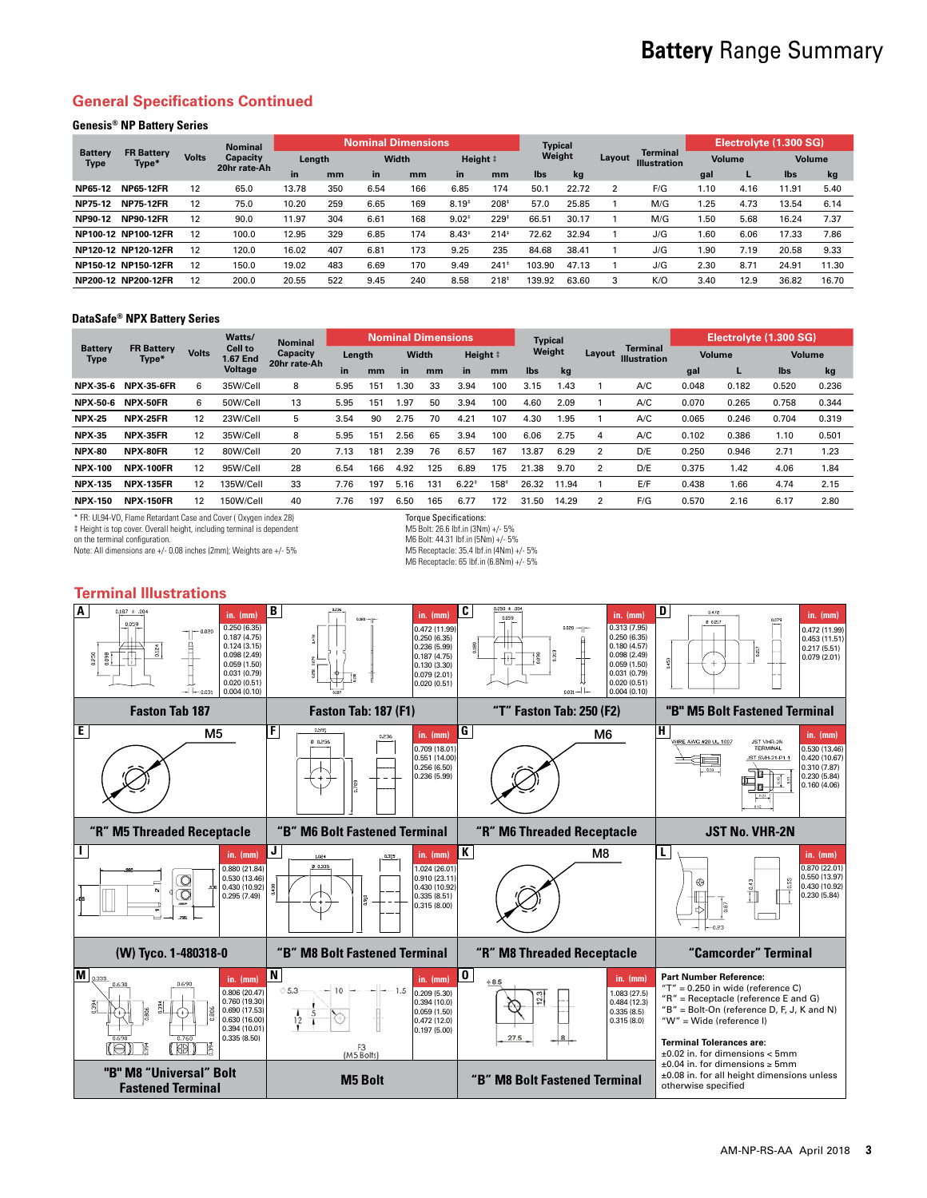# Battery Range Summary

## General Specifications Continued

### Genesis® NP Battery Series

| Battery Type | FR Battery Type* | Volts | Nominal Capacity 20hr rate-Ah | Nominal Dimensions | | | | | | Typical Weight | | Layout | Terminal Illustration | Electrolyte (1.300 SG) | | | |
|---|---|---|---|---|---|---|---|---|---|---|---|---|---|---|---|---|---|
| | | | | Length | | Width | | Height ‡ | | | | | | Volume | | Volume | |
| | | | | in | mm | in | mm | in | mm | lbs | kg | | | gal | L | lbs | kg |
| NP65-12 | NP65-12FR | 12 | 65.0 | 13.78 | 350 | 6.54 | 166 | 6.85 | 174 | 50.1 | 22.72 | 2 | F/G | 1.10 | 4.16 | 11.91 | 5.40 |
| NP75-12 | NP75-12FR | 12 | 75.0 | 10.20 | 259 | 6.65 | 169 | 8.19‡ | 208‡ | 57.0 | 25.85 | 1 | M/G | 1.25 | 4.73 | 13.54 | 6.14 |
| NP90-12 | NP90-12FR | 12 | 90.0 | 11.97 | 304 | 6.61 | 168 | 9.02‡ | 229‡ | 66.51 | 30.17 | 1 | M/G | 1.50 | 5.68 | 16.24 | 7.37 |
| NP100-12 | NP100-12FR | 12 | 100.0 | 12.95 | 329 | 6.85 | 174 | 8.43‡ | 214‡ | 72.62 | 32.94 | 1 | J/G | 1.60 | 6.06 | 17.33 | 7.86 |
| NP120-12 | NP120-12FR | 12 | 120.0 | 16.02 | 407 | 6.81 | 173 | 9.25 | 235 | 84.68 | 38.41 | 1 | J/G | 1.90 | 7.19 | 20.58 | 9.33 |
| NP150-12 | NP150-12FR | 12 | 150.0 | 19.02 | 483 | 6.69 | 170 | 9.49 | 241‡ | 103.90 | 47.13 | 1 | J/G | 2.30 | 8.71 | 24.91 | 11.30 |
| NP200-12 | NP200-12FR | 12 | 200.0 | 20.55 | 522 | 9.45 | 240 | 8.58 | 218‡ | 139.92 | 63.60 | 3 | K/O | 3.40 | 12.9 | 36.82 | 16.70 |

### DataSafe® NPX Battery Series

| Battery Type | FR Battery Type* | Volts | Watts/ Cell to 1.67 End Voltage | Nominal Capacity 20hr rate-Ah | Nominal Dimensions | | | | | | Typical Weight | | Layout | Terminal Illustration | Electrolyte (1.300 SG) | | | |
|---|---|---|---|---|---|---|---|---|---|---|---|---|---|---|---|---|---|---|
| | | | | | Length | | Width | | Height ‡ | | | | | | Volume | | Volume | |
| | | | | | in | mm | in | mm | in | mm | lbs | kg | | | gal | L | lbs | kg |
| NPX-35-6 | NPX-35-6FR | 6 | 35W/Cell | 8 | 5.95 | 151 | 1.30 | 33 | 3.94 | 100 | 3.15 | 1.43 | 1 | A/C | 0.048 | 0.182 | 0.520 | 0.236 |
| NPX-50-6 | NPX-50FR | 6 | 50W/Cell | 13 | 5.95 | 151 | 1.97 | 50 | 3.94 | 100 | 4.60 | 2.09 | 1 | A/C | 0.070 | 0.265 | 0.758 | 0.344 |
| NPX-25 | NPX-25FR | 12 | 23W/Cell | 5 | 3.54 | 90 | 2.75 | 70 | 4.21 | 107 | 4.30 | 1.95 | 1 | A/C | 0.065 | 0.246 | 0.704 | 0.319 |
| NPX-35 | NPX-35FR | 12 | 35W/Cell | 8 | 5.95 | 151 | 2.56 | 65 | 3.94 | 100 | 6.06 | 2.75 | 4 | A/C | 0.102 | 0.386 | 1.10 | 0.501 |
| NPX-80 | NPX-80FR | 12 | 80W/Cell | 20 | 7.13 | 181 | 2.99 | 76 | 6.57 | 167 | 13.87 | 6.29 | 2 | D/E | 0.250 | 0.946 | 2.71 | 1.23 |
| NPX-100 | NPX-100FR | 12 | 95W/Cell | 28 | 6.54 | 166 | 4.92 | 125 | 6.89 | 175 | 21.38 | 9.70 | 2 | D/E | 0.375 | 1.42 | 4.06 | 1.84 |
| NPX-135 | NPX-135FR | 12 | 135W/Cell | 33 | 7.76 | 197 | 5.16 | 131 | 6.22‡ | 158‡ | 26.32 | 11.94 | 1 | E/F | 0.438 | 1.66 | 4.74 | 2.15 |
| NPX-150 | NPX-150FR | 12 | 150W/Cell | 40 | 7.76 | 197 | 6.50 | 165 | 6.77 | 172 | 31.50 | 14.29 | 2 | F/G | 0.570 | 2.16 | 6.17 | 2.80 |

\* FR: UL94-VO, Flame Retardant Case and Cover ( Oxygen index 28)
‡ Height is top cover. Overall height, including terminal is dependent on the terminal configuration.
Note: All dimensions are +/- 0.08 inches (2mm); Weights are +/- 5%

Torque Specifications:
M5 Bolt: 26.6 lbf.in (3Nm) +/- 5%
M6 Bolt: 44.31 lbf.in (5Nm) +/- 5%
M5 Receptacle: 35.4 lbf.in (4Nm) +/- 5%
M6 Receptacle: 65 lbf.in (6.8Nm) +/- 5%

## Terminal Illustrations

**A — Faston Tab 187**
in. (mm): 0.250 (6.35), 0.187 (4.75), 0.124 (3.15), 0.098 (2.49), 0.059 (1.50), 0.031 (0.79), 0.020 (0.51), 0.004 (0.10)

**B — Faston Tab: 187 (F1)**
in. (mm): 0.472 (11.99), 0.250 (6.35), 0.236 (5.99), 0.187 (4.75), 0.130 (3.30), 0.079 (2.01), 0.020 (0.51)

**C — "T" Faston Tab: 250 (F2)**
in. (mm): 0.313 (7.95), 0.250 (6.35), 0.180 (4.57), 0.098 (2.49), 0.059 (1.50), 0.031 (0.79), 0.020 (0.51), 0.004 (0.10)

**D — "B" M5 Bolt Fastened Terminal**
in. (mm): 0.472 (11.99), 0.453 (11.51), 0.217 (5.51), 0.079 (2.01)

**E — "R" M5 Threaded Receptacle**
M5

**F — "B" M6 Bolt Fastened Terminal**
in. (mm): 0.709 (18.01), 0.551 (14.00), 0.256 (6.50), 0.236 (5.99)

**G — "R" M6 Threaded Receptacle**
M6

**H — JST No. VHR-2N**
WIRE AWG #20 UL 1007; JST VHR-2N TERMINAL; JST SVH-21-P1.1
in. (mm): 0.530 (13.46), 0.420 (10.67), 0.310 (7.87), 0.230 (5.84), 0.160 (4.06)

**I — (W) Tyco. 1-480318-0**
in. (mm): 0.880 (21.84), 0.530 (13.46), 0.430 (10.92), 0.295 (7.49)

**J — "B" M8 Bolt Fastened Terminal**
in. (mm): 1.024 (26.01), 0.910 (23.11), 0.430 (10.92), 0.335 (8.51), 0.315 (8.00)

**K — "R" M8 Threaded Receptacle**
M8

**L — "Camcorder" Terminal**
in. (mm): 0.870 (22.01), 0.550 (13.97), 0.430 (10.92), 0.230 (5.84)

**M — "B" M8 "Universal" Bolt Fastened Terminal**
in. (mm): 0.806 (20.47), 0.760 (19.30), 0.690 (17.53), 0.630 (16.00), 0.394 (10.01), 0.335 (8.50)

**N — M5 Bolt**
F3 (M5 Bolts)
in. (mm): 0.209 (5.30), 0.394 (10.0), 0.059 (1.50), 0.472 (12.0), 0.197 (5.00)

**O — "B" M8 Bolt Fastened Terminal**
in. (mm): 1.083 (27.5), 0.484 (12.3), 0.335 (8.5), 0.315 (8.0)

**Part Number Reference:**
"T" = 0.250 in wide (reference C)
"R" = Receptacle (reference E and G)
"B" = Bolt-On (reference D, F, J, K and N)
"W" = Wide (reference I)

**Terminal Tolerances are:**
±0.02 in. for dimensions < 5mm
±0.04 in. for dimensions ≥ 5mm
±0.08 in. for all height dimensions unless otherwise specified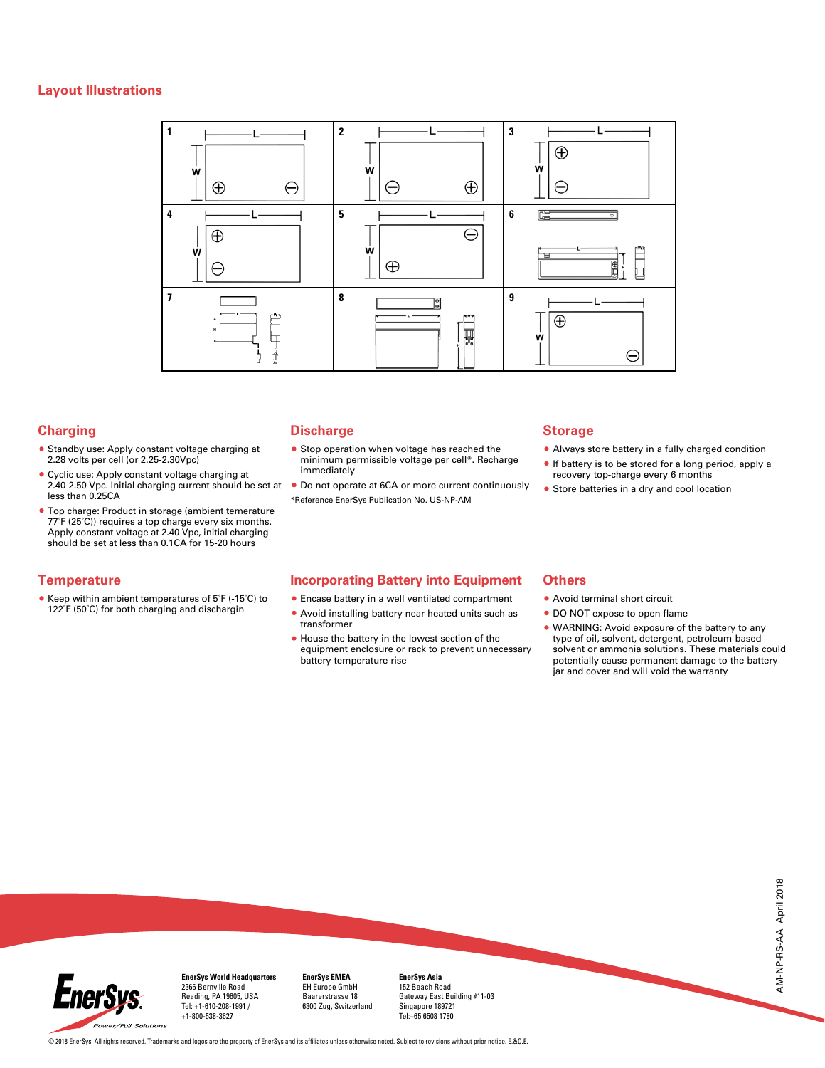## Layout Illustrations

1
L
W

2
L
W

3
L
W

4
L
W

5
L
W

6

7

8

9
L
W

## Charging

- Standby use: Apply constant voltage charging at 2.28 volts per cell (or 2.25-2.30Vpc)
- Cyclic use: Apply constant voltage charging at 2.40-2.50 Vpc. Initial charging current should be set at less than 0.25CA
- Top charge: Product in storage (ambient temerature 77˚F (25˚C)) requires a top charge every six months. Apply constant voltage at 2.40 Vpc, initial charging should be set at less than 0.1CA for 15-20 hours

## Discharge

- Stop operation when voltage has reached the minimum permissible voltage per cell*. Recharge immediately
- Do not operate at 6CA or more current continuously

*Reference EnerSys Publication No. US-NP-AM

## Storage

- Always store battery in a fully charged condition
- If battery is to be stored for a long period, apply a recovery top-charge every 6 months
- Store batteries in a dry and cool location

## Temperature

- Keep within ambient temperatures of 5˚F (-15˚C) to 122˚F (50˚C) for both charging and dischargin

## Incorporating Battery into Equipment

- Encase battery in a well ventilated compartment
- Avoid installing battery near heated units such as transformer
- House the battery in the lowest section of the equipment enclosure or rack to prevent unnecessary battery temperature rise

## Others

- Avoid terminal short circuit
- DO NOT expose to open flame
- WARNING: Avoid exposure of the battery to any type of oil, solvent, detergent, petroleum-based solvent or ammonia solutions. These materials could potentially cause permanent damage to the battery jar and cover and will void the warranty

EnerSys Power/Full Solutions

**EnerSys World Headquarters**
2366 Bernville Road
Reading, PA 19605, USA
Tel: +1-610-208-1991 /
+1-800-538-3627

**EnerSys EMEA**
EH Europe GmbH
Baarerstrasse 18
6300 Zug, Switzerland

**EnerSys Asia**
152 Beach Road
Gateway East Building #11-03
Singapore 189721
Tel:+65 6508 1780

AM-NP-RS-AA April 2018

© 2018 EnerSys. All rights reserved. Trademarks and logos are the property of EnerSys and its affiliates unless otherwise noted. Subject to revisions without prior notice. E.&O.E.